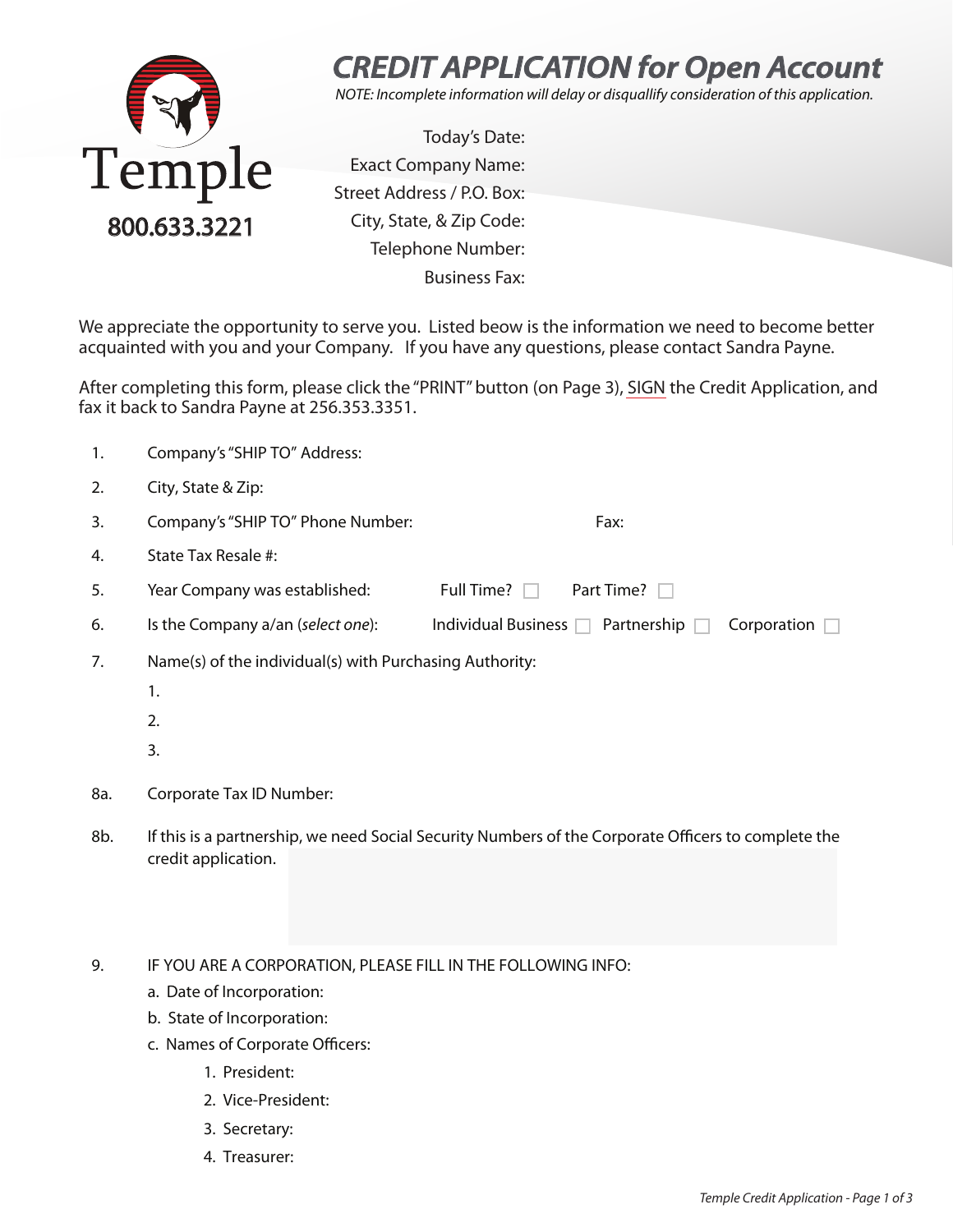Temple

800.633.3221

# CREDIT APPLICATION for Open Account

*NOTE: Incomplete information will delay or disquallify consideration of this application.*

Today's Date:

Exact Company Name:

Street Address / P.O. Box:

City, State, & Zip Code:

Telephone Number:

Business Fax:

We appreciate the opportunity to serve you. Listed beow is the information we need to become better acquainted with you and your Company. If you have any questions, please contact Sandra Payne.

After completing this form, please click the "PRINT" button (on Page 3), SIGN the Credit Application, and fax it back to Sandra Payne at 256.353.3351.

1. Company's "SHIP TO" Address:
2. City, State & Zip:
3. Company's "SHIP TO" Phone Number: Fax:
4. State Tax Resale #:
5. Year Company was established: Full Time? ☐ Part Time? ☐
6. Is the Company a/an (*select one*): Individual Business ☐ Partnership ☐ Corporation ☐
7. Name(s) of the individual(s) with Purchasing Authority:
   1.
   2.
   3.

8a. Corporate Tax ID Number:

8b. If this is a partnership, we need Social Security Numbers of the Corporate Officers to complete the credit application.

9. IF YOU ARE A CORPORATION, PLEASE FILL IN THE FOLLOWING INFO:
   a. Date of Incorporation:
   b. State of Incorporation:
   c. Names of Corporate Officers:
      1. President:
      2. Vice-President:
      3. Secretary:
      4. Treasurer: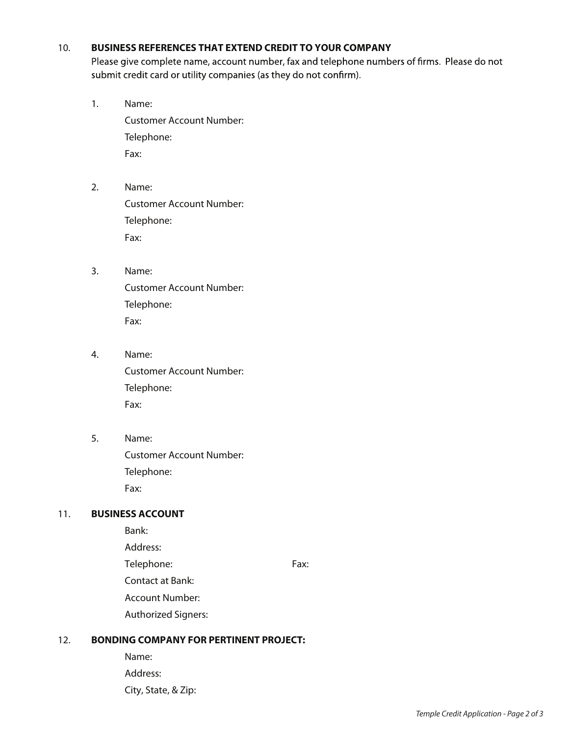## 10. BUSINESS REFERENCES THAT EXTEND CREDIT TO YOUR COMPANY

Please give complete name, account number, fax and telephone numbers of firms. Please do not submit credit card or utility companies (as they do not confirm).

1. Name:
   Customer Account Number:
   Telephone:
   Fax:

2. Name:
   Customer Account Number:
   Telephone:
   Fax:

3. Name:
   Customer Account Number:
   Telephone:
   Fax:

4. Name:
   Customer Account Number:
   Telephone:
   Fax:

5. Name:
   Customer Account Number:
   Telephone:
   Fax:

## 11. BUSINESS ACCOUNT

Bank:

Address:

Telephone: Fax:

Contact at Bank:

Account Number:

Authorized Signers:

## 12. BONDING COMPANY FOR PERTINENT PROJECT:

Name:

Address:

City, State, & Zip: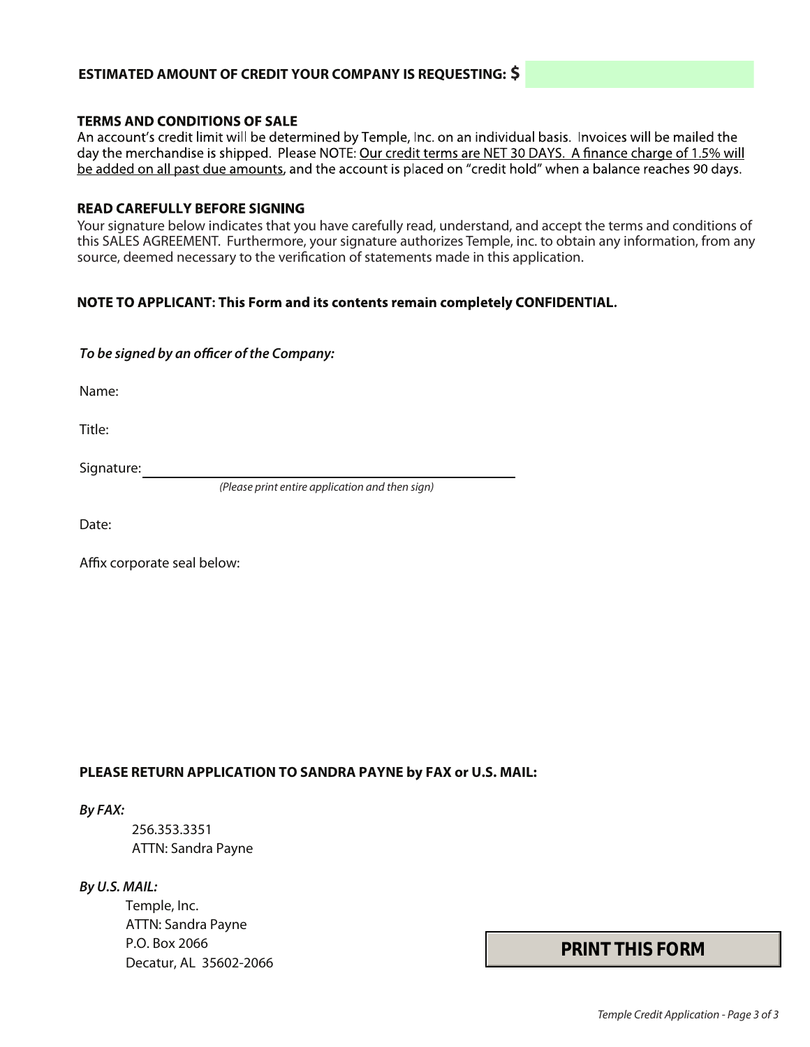**ESTIMATED AMOUNT OF CREDIT YOUR COMPANY IS REQUESTING: $**

**TERMS AND CONDITIONS OF SALE**

An account's credit limit will be determined by Temple, Inc. on an individual basis. Invoices will be mailed the day the merchandise is shipped. Please NOTE: <u>Our credit terms are NET 30 DAYS. A finance charge of 1.5% will be added on all past due amounts</u>, and the account is placed on "credit hold" when a balance reaches 90 days.

**READ CAREFULLY BEFORE SIGNING**

Your signature below indicates that you have carefully read, understand, and accept the terms and conditions of this SALES AGREEMENT. Furthermore, your signature authorizes Temple, inc. to obtain any information, from any source, deemed necessary to the verification of statements made in this application.

**NOTE TO APPLICANT: This Form and its contents remain completely CONFIDENTIAL.**

***To be signed by an officer of the Company:***

Name:

Title:

Signature: ______________________________________________

*(Please print entire application and then sign)*

Date:

Affix corporate seal below:

**PLEASE RETURN APPLICATION TO SANDRA PAYNE by FAX or U.S. MAIL:**

***By FAX:***

256.353.3351
ATTN: Sandra Payne

***By U.S. MAIL:***

Temple, Inc.
ATTN: Sandra Payne
P.O. Box 2066
Decatur, AL 35602-2066

**PRINT THIS FORM**